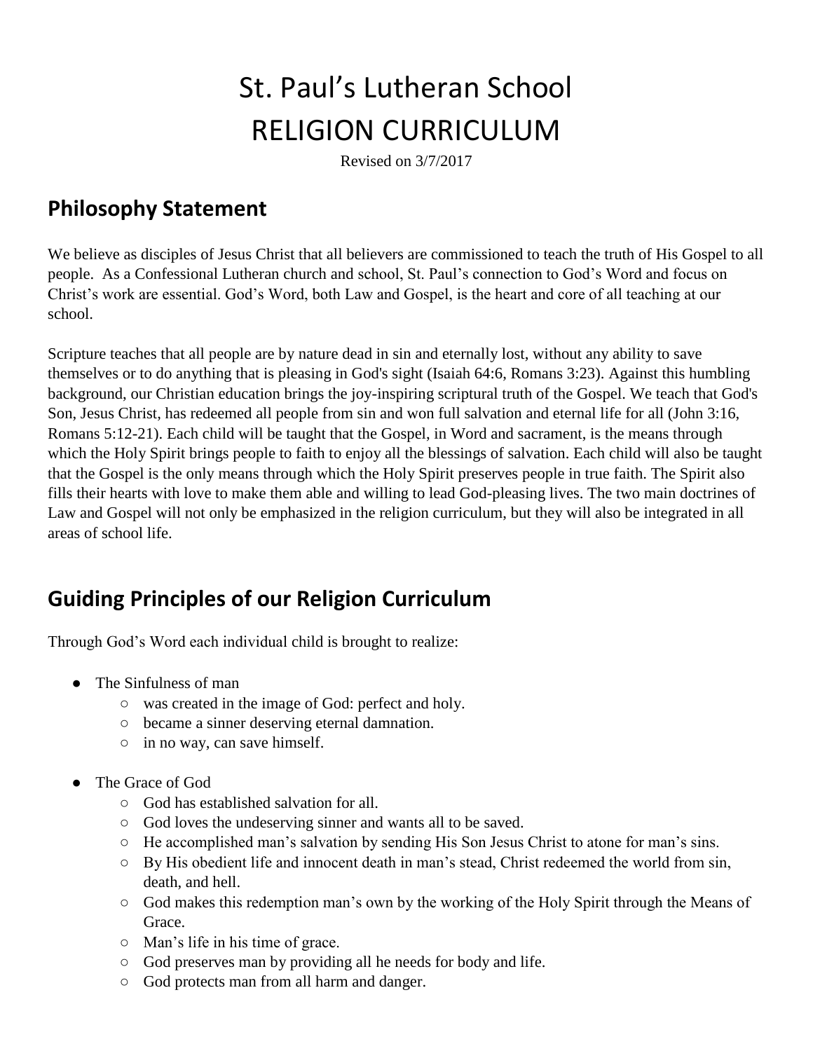# St. Paul's Lutheran School
# RELIGION CURRICULUM

Revised on 3/7/2017

## Philosophy Statement

We believe as disciples of Jesus Christ that all believers are commissioned to teach the truth of His Gospel to all people. As a Confessional Lutheran church and school, St. Paul's connection to God's Word and focus on Christ's work are essential. God's Word, both Law and Gospel, is the heart and core of all teaching at our school.

Scripture teaches that all people are by nature dead in sin and eternally lost, without any ability to save themselves or to do anything that is pleasing in God's sight (Isaiah 64:6, Romans 3:23). Against this humbling background, our Christian education brings the joy-inspiring scriptural truth of the Gospel. We teach that God's Son, Jesus Christ, has redeemed all people from sin and won full salvation and eternal life for all (John 3:16, Romans 5:12-21). Each child will be taught that the Gospel, in Word and sacrament, is the means through which the Holy Spirit brings people to faith to enjoy all the blessings of salvation. Each child will also be taught that the Gospel is the only means through which the Holy Spirit preserves people in true faith. The Spirit also fills their hearts with love to make them able and willing to lead God-pleasing lives. The two main doctrines of Law and Gospel will not only be emphasized in the religion curriculum, but they will also be integrated in all areas of school life.

## Guiding Principles of our Religion Curriculum

Through God's Word each individual child is brought to realize:

- The Sinfulness of man
  - was created in the image of God: perfect and holy.
  - became a sinner deserving eternal damnation.
  - in no way, can save himself.
- The Grace of God
  - God has established salvation for all.
  - God loves the undeserving sinner and wants all to be saved.
  - He accomplished man's salvation by sending His Son Jesus Christ to atone for man's sins.
  - By His obedient life and innocent death in man's stead, Christ redeemed the world from sin, death, and hell.
  - God makes this redemption man's own by the working of the Holy Spirit through the Means of Grace.
  - Man's life in his time of grace.
  - God preserves man by providing all he needs for body and life.
  - God protects man from all harm and danger.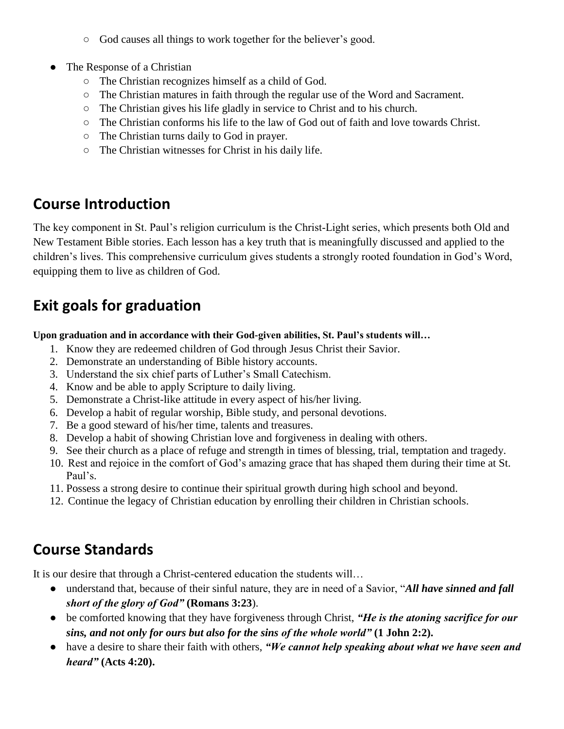- God causes all things to work together for the believer's good.

- The Response of a Christian
  - The Christian recognizes himself as a child of God.
  - The Christian matures in faith through the regular use of the Word and Sacrament.
  - The Christian gives his life gladly in service to Christ and to his church.
  - The Christian conforms his life to the law of God out of faith and love towards Christ.
  - The Christian turns daily to God in prayer.
  - The Christian witnesses for Christ in his daily life.

## Course Introduction

The key component in St. Paul's religion curriculum is the Christ-Light series, which presents both Old and New Testament Bible stories. Each lesson has a key truth that is meaningfully discussed and applied to the children's lives. This comprehensive curriculum gives students a strongly rooted foundation in God's Word, equipping them to live as children of God.

## Exit goals for graduation

**Upon graduation and in accordance with their God-given abilities, St. Paul's students will…**

1. Know they are redeemed children of God through Jesus Christ their Savior.
2. Demonstrate an understanding of Bible history accounts.
3. Understand the six chief parts of Luther's Small Catechism.
4. Know and be able to apply Scripture to daily living.
5. Demonstrate a Christ-like attitude in every aspect of his/her living.
6. Develop a habit of regular worship, Bible study, and personal devotions.
7. Be a good steward of his/her time, talents and treasures.
8. Develop a habit of showing Christian love and forgiveness in dealing with others.
9. See their church as a place of refuge and strength in times of blessing, trial, temptation and tragedy.
10. Rest and rejoice in the comfort of God's amazing grace that has shaped them during their time at St. Paul's.
11. Possess a strong desire to continue their spiritual growth during high school and beyond.
12. Continue the legacy of Christian education by enrolling their children in Christian schools.

## Course Standards

It is our desire that through a Christ-centered education the students will…

- understand that, because of their sinful nature, they are in need of a Savior, "***All have sinned and fall short of the glory of God"*** **(Romans 3:23**).
- be comforted knowing that they have forgiveness through Christ, ***"He is the atoning sacrifice for our sins, and not only for ours but also for the sins of the whole world"*** **(1 John 2:2).**
- have a desire to share their faith with others, ***"We cannot help speaking about what we have seen and heard"*** **(Acts 4:20).**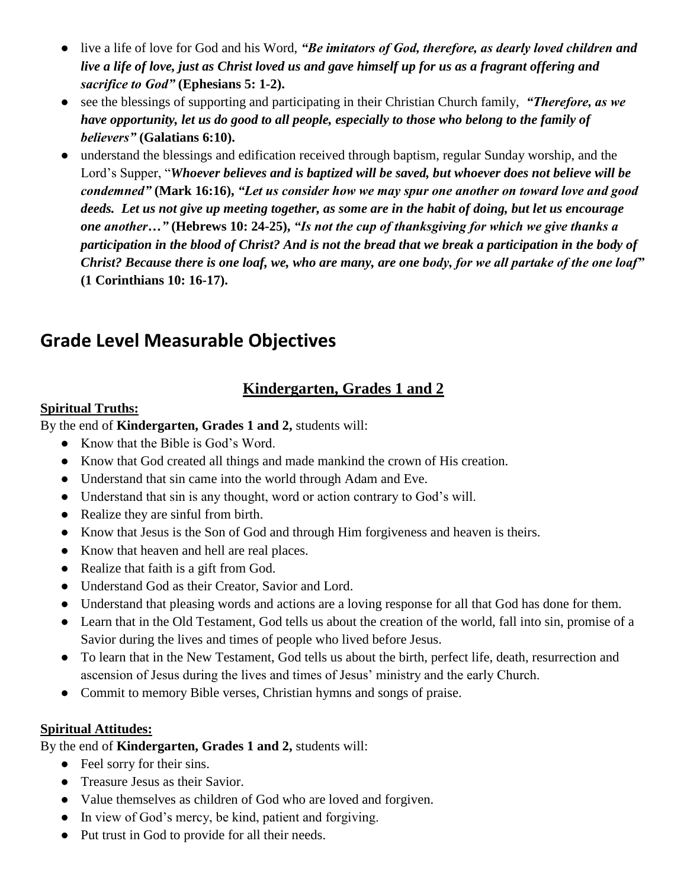- live a life of love for God and his Word, ***"Be imitators of God, therefore, as dearly loved children and live a life of love, just as Christ loved us and gave himself up for us as a fragrant offering and sacrifice to God"*** **(Ephesians 5: 1-2).**
- see the blessings of supporting and participating in their Christian Church family, ***"Therefore, as we have opportunity, let us do good to all people, especially to those who belong to the family of believers"*** **(Galatians 6:10).**
- understand the blessings and edification received through baptism, regular Sunday worship, and the Lord's Supper, "***Whoever believes and is baptized will be saved, but whoever does not believe will be condemned"*** **(Mark 16:16),** ***"Let us consider how we may spur one another on toward love and good deeds. Let us not give up meeting together, as some are in the habit of doing, but let us encourage one another…"*** **(Hebrews 10: 24-25),** ***"Is not the cup of thanksgiving for which we give thanks a participation in the blood of Christ? And is not the bread that we break a participation in the body of Christ? Because there is one loaf, we, who are many, are one body, for we all partake of the one loaf"*** **(1 Corinthians 10: 16-17).**

## Grade Level Measurable Objectives

### Kindergarten, Grades 1 and 2

**Spiritual Truths:**

By the end of **Kindergarten, Grades 1 and 2,** students will:

- Know that the Bible is God's Word.
- Know that God created all things and made mankind the crown of His creation.
- Understand that sin came into the world through Adam and Eve.
- Understand that sin is any thought, word or action contrary to God's will.
- Realize they are sinful from birth.
- Know that Jesus is the Son of God and through Him forgiveness and heaven is theirs.
- Know that heaven and hell are real places.
- Realize that faith is a gift from God.
- Understand God as their Creator, Savior and Lord.
- Understand that pleasing words and actions are a loving response for all that God has done for them.
- Learn that in the Old Testament, God tells us about the creation of the world, fall into sin, promise of a Savior during the lives and times of people who lived before Jesus.
- To learn that in the New Testament, God tells us about the birth, perfect life, death, resurrection and ascension of Jesus during the lives and times of Jesus' ministry and the early Church.
- Commit to memory Bible verses, Christian hymns and songs of praise.

**Spiritual Attitudes:**

By the end of **Kindergarten, Grades 1 and 2,** students will:

- Feel sorry for their sins.
- Treasure Jesus as their Savior.
- Value themselves as children of God who are loved and forgiven.
- In view of God's mercy, be kind, patient and forgiving.
- Put trust in God to provide for all their needs.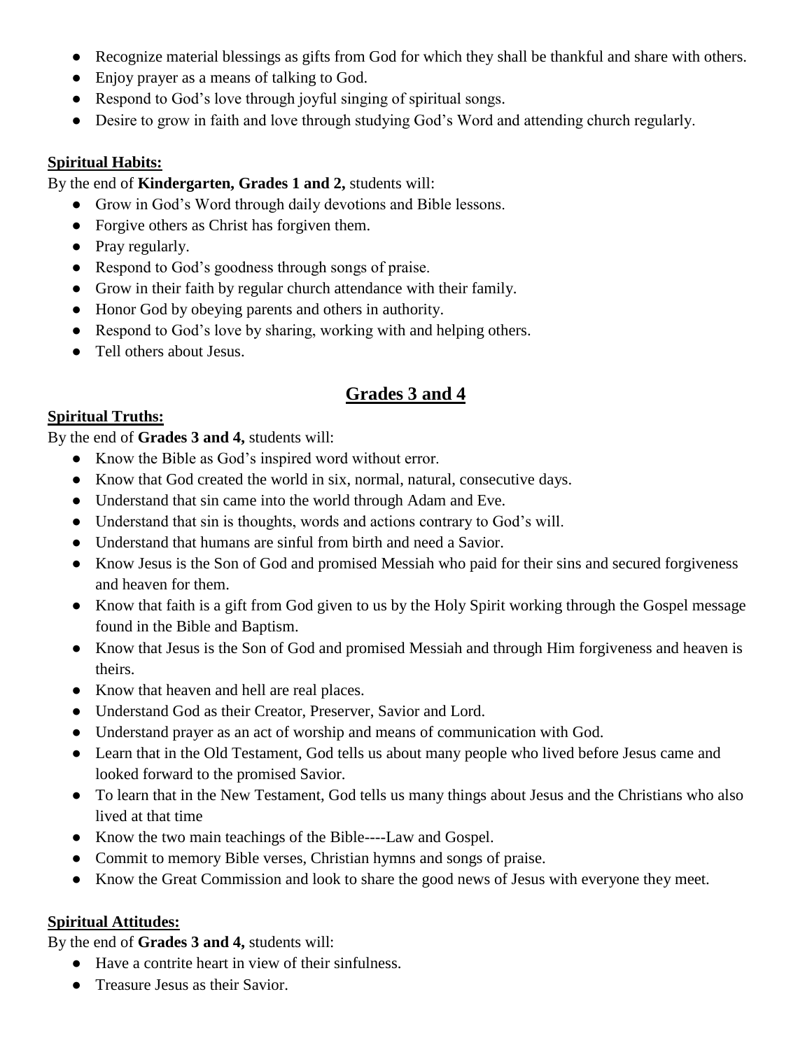- Recognize material blessings as gifts from God for which they shall be thankful and share with others.
- Enjoy prayer as a means of talking to God.
- Respond to God's love through joyful singing of spiritual songs.
- Desire to grow in faith and love through studying God's Word and attending church regularly.

**Spiritual Habits:**

By the end of **Kindergarten, Grades 1 and 2,** students will:

- Grow in God's Word through daily devotions and Bible lessons.
- Forgive others as Christ has forgiven them.
- Pray regularly.
- Respond to God's goodness through songs of praise.
- Grow in their faith by regular church attendance with their family.
- Honor God by obeying parents and others in authority.
- Respond to God's love by sharing, working with and helping others.
- Tell others about Jesus.

## Grades 3 and 4

**Spiritual Truths:**

By the end of **Grades 3 and 4,** students will:

- Know the Bible as God's inspired word without error.
- Know that God created the world in six, normal, natural, consecutive days.
- Understand that sin came into the world through Adam and Eve.
- Understand that sin is thoughts, words and actions contrary to God's will.
- Understand that humans are sinful from birth and need a Savior.
- Know Jesus is the Son of God and promised Messiah who paid for their sins and secured forgiveness and heaven for them.
- Know that faith is a gift from God given to us by the Holy Spirit working through the Gospel message found in the Bible and Baptism.
- Know that Jesus is the Son of God and promised Messiah and through Him forgiveness and heaven is theirs.
- Know that heaven and hell are real places.
- Understand God as their Creator, Preserver, Savior and Lord.
- Understand prayer as an act of worship and means of communication with God.
- Learn that in the Old Testament, God tells us about many people who lived before Jesus came and looked forward to the promised Savior.
- To learn that in the New Testament, God tells us many things about Jesus and the Christians who also lived at that time
- Know the two main teachings of the Bible----Law and Gospel.
- Commit to memory Bible verses, Christian hymns and songs of praise.
- Know the Great Commission and look to share the good news of Jesus with everyone they meet.

**Spiritual Attitudes:**

By the end of **Grades 3 and 4,** students will:

- Have a contrite heart in view of their sinfulness.
- Treasure Jesus as their Savior.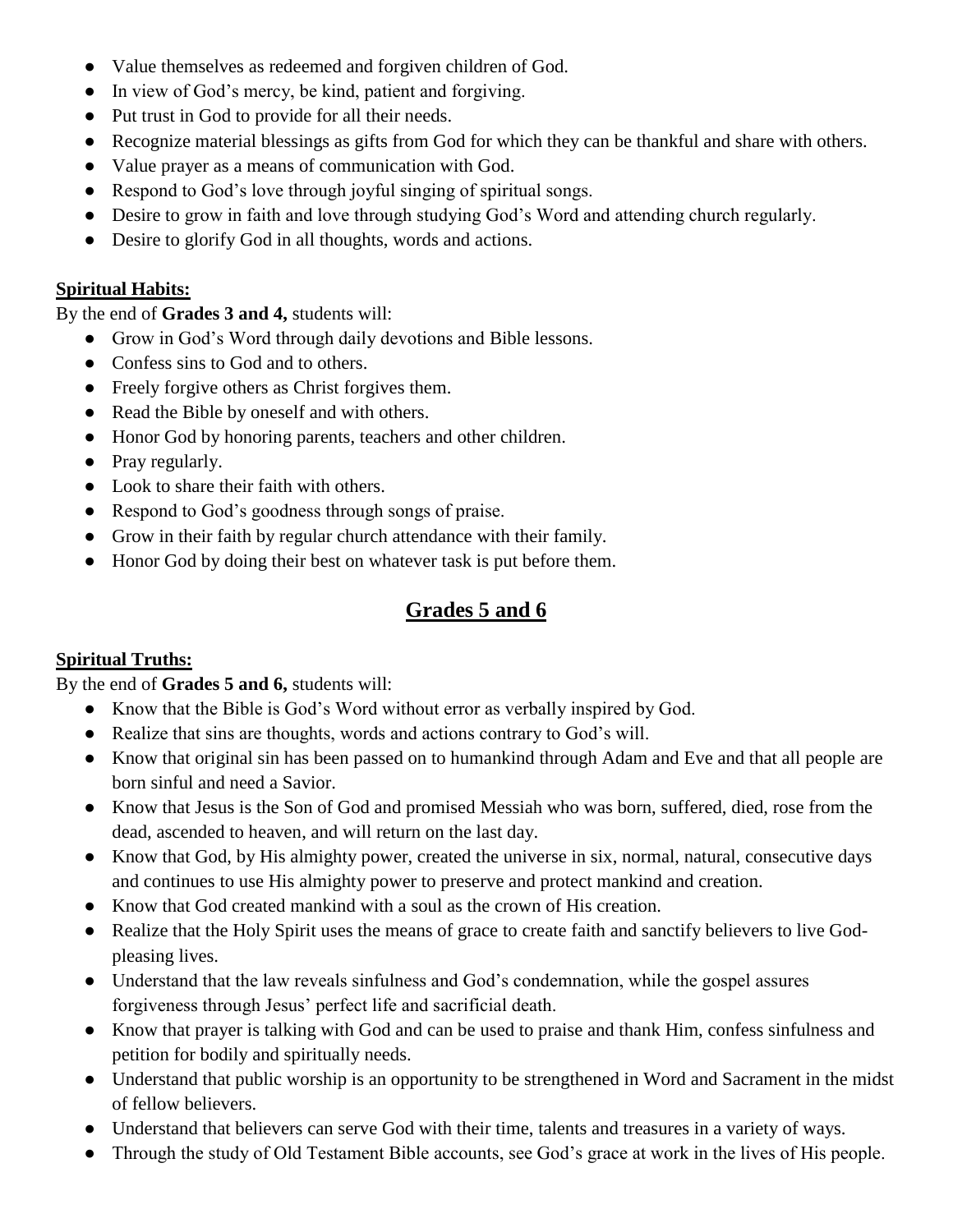- Value themselves as redeemed and forgiven children of God.
- In view of God's mercy, be kind, patient and forgiving.
- Put trust in God to provide for all their needs.
- Recognize material blessings as gifts from God for which they can be thankful and share with others.
- Value prayer as a means of communication with God.
- Respond to God's love through joyful singing of spiritual songs.
- Desire to grow in faith and love through studying God's Word and attending church regularly.
- Desire to glorify God in all thoughts, words and actions.

**Spiritual Habits:**

By the end of **Grades 3 and 4,** students will:

- Grow in God's Word through daily devotions and Bible lessons.
- Confess sins to God and to others.
- Freely forgive others as Christ forgives them.
- Read the Bible by oneself and with others.
- Honor God by honoring parents, teachers and other children.
- Pray regularly.
- Look to share their faith with others.
- Respond to God's goodness through songs of praise.
- Grow in their faith by regular church attendance with their family.
- Honor God by doing their best on whatever task is put before them.

## Grades 5 and 6

**Spiritual Truths:**

By the end of **Grades 5 and 6,** students will:

- Know that the Bible is God's Word without error as verbally inspired by God.
- Realize that sins are thoughts, words and actions contrary to God's will.
- Know that original sin has been passed on to humankind through Adam and Eve and that all people are born sinful and need a Savior.
- Know that Jesus is the Son of God and promised Messiah who was born, suffered, died, rose from the dead, ascended to heaven, and will return on the last day.
- Know that God, by His almighty power, created the universe in six, normal, natural, consecutive days and continues to use His almighty power to preserve and protect mankind and creation.
- Know that God created mankind with a soul as the crown of His creation.
- Realize that the Holy Spirit uses the means of grace to create faith and sanctify believers to live God-pleasing lives.
- Understand that the law reveals sinfulness and God's condemnation, while the gospel assures forgiveness through Jesus' perfect life and sacrificial death.
- Know that prayer is talking with God and can be used to praise and thank Him, confess sinfulness and petition for bodily and spiritually needs.
- Understand that public worship is an opportunity to be strengthened in Word and Sacrament in the midst of fellow believers.
- Understand that believers can serve God with their time, talents and treasures in a variety of ways.
- Through the study of Old Testament Bible accounts, see God's grace at work in the lives of His people.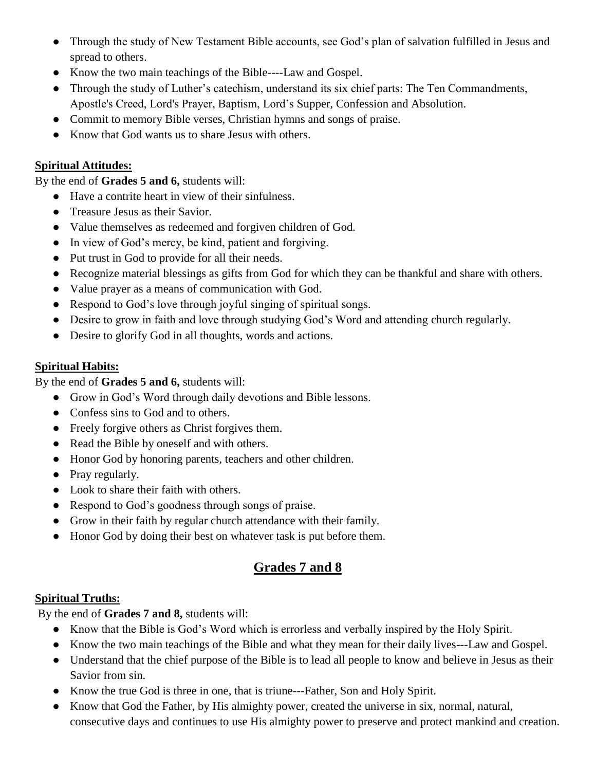- Through the study of New Testament Bible accounts, see God's plan of salvation fulfilled in Jesus and spread to others.
- Know the two main teachings of the Bible----Law and Gospel.
- Through the study of Luther's catechism, understand its six chief parts: The Ten Commandments, Apostle's Creed, Lord's Prayer, Baptism, Lord's Supper, Confession and Absolution.
- Commit to memory Bible verses, Christian hymns and songs of praise.
- Know that God wants us to share Jesus with others.

**Spiritual Attitudes:**

By the end of **Grades 5 and 6,** students will:

- Have a contrite heart in view of their sinfulness.
- Treasure Jesus as their Savior.
- Value themselves as redeemed and forgiven children of God.
- In view of God's mercy, be kind, patient and forgiving.
- Put trust in God to provide for all their needs.
- Recognize material blessings as gifts from God for which they can be thankful and share with others.
- Value prayer as a means of communication with God.
- Respond to God's love through joyful singing of spiritual songs.
- Desire to grow in faith and love through studying God's Word and attending church regularly.
- Desire to glorify God in all thoughts, words and actions.

**Spiritual Habits:**

By the end of **Grades 5 and 6,** students will:

- Grow in God's Word through daily devotions and Bible lessons.
- Confess sins to God and to others.
- Freely forgive others as Christ forgives them.
- Read the Bible by oneself and with others.
- Honor God by honoring parents, teachers and other children.
- Pray regularly.
- Look to share their faith with others.
- Respond to God's goodness through songs of praise.
- Grow in their faith by regular church attendance with their family.
- Honor God by doing their best on whatever task is put before them.

## Grades 7 and 8

**Spiritual Truths:**

By the end of **Grades 7 and 8,** students will:

- Know that the Bible is God's Word which is errorless and verbally inspired by the Holy Spirit.
- Know the two main teachings of the Bible and what they mean for their daily lives---Law and Gospel.
- Understand that the chief purpose of the Bible is to lead all people to know and believe in Jesus as their Savior from sin.
- Know the true God is three in one, that is triune---Father, Son and Holy Spirit.
- Know that God the Father, by His almighty power, created the universe in six, normal, natural, consecutive days and continues to use His almighty power to preserve and protect mankind and creation.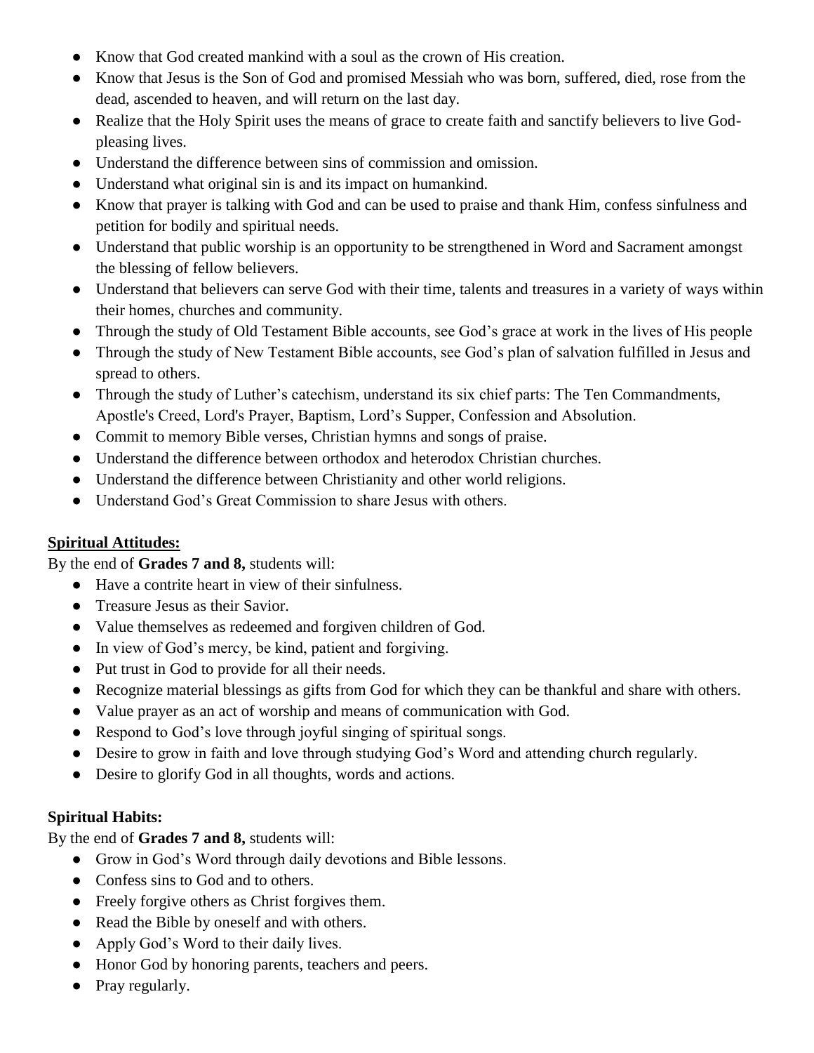- Know that God created mankind with a soul as the crown of His creation.
- Know that Jesus is the Son of God and promised Messiah who was born, suffered, died, rose from the dead, ascended to heaven, and will return on the last day.
- Realize that the Holy Spirit uses the means of grace to create faith and sanctify believers to live God-pleasing lives.
- Understand the difference between sins of commission and omission.
- Understand what original sin is and its impact on humankind.
- Know that prayer is talking with God and can be used to praise and thank Him, confess sinfulness and petition for bodily and spiritual needs.
- Understand that public worship is an opportunity to be strengthened in Word and Sacrament amongst the blessing of fellow believers.
- Understand that believers can serve God with their time, talents and treasures in a variety of ways within their homes, churches and community.
- Through the study of Old Testament Bible accounts, see God's grace at work in the lives of His people
- Through the study of New Testament Bible accounts, see God's plan of salvation fulfilled in Jesus and spread to others.
- Through the study of Luther's catechism, understand its six chief parts: The Ten Commandments, Apostle's Creed, Lord's Prayer, Baptism, Lord's Supper, Confession and Absolution.
- Commit to memory Bible verses, Christian hymns and songs of praise.
- Understand the difference between orthodox and heterodox Christian churches.
- Understand the difference between Christianity and other world religions.
- Understand God's Great Commission to share Jesus with others.

**<u>Spiritual Attitudes:</u>**

By the end of **Grades 7 and 8,** students will:

- Have a contrite heart in view of their sinfulness.
- Treasure Jesus as their Savior.
- Value themselves as redeemed and forgiven children of God.
- In view of God's mercy, be kind, patient and forgiving.
- Put trust in God to provide for all their needs.
- Recognize material blessings as gifts from God for which they can be thankful and share with others.
- Value prayer as an act of worship and means of communication with God.
- Respond to God's love through joyful singing of spiritual songs.
- Desire to grow in faith and love through studying God's Word and attending church regularly.
- Desire to glorify God in all thoughts, words and actions.

**Spiritual Habits:**

By the end of **Grades 7 and 8,** students will:

- Grow in God's Word through daily devotions and Bible lessons.
- Confess sins to God and to others.
- Freely forgive others as Christ forgives them.
- Read the Bible by oneself and with others.
- Apply God's Word to their daily lives.
- Honor God by honoring parents, teachers and peers.
- Pray regularly.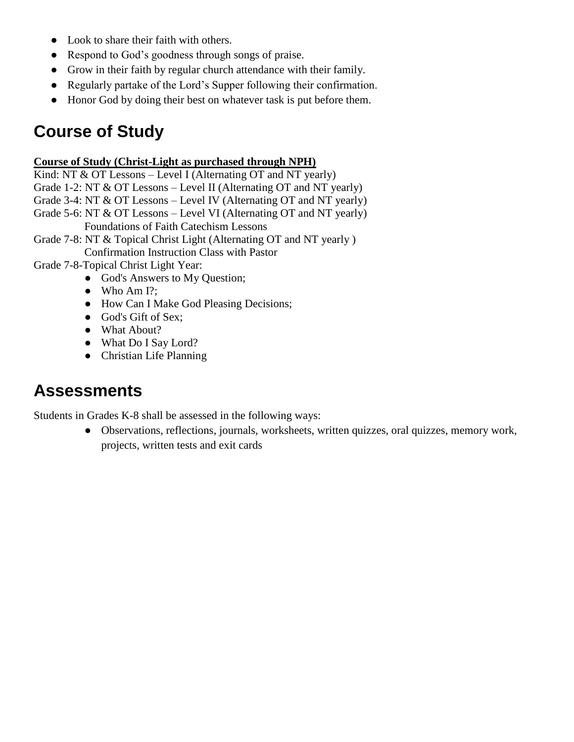- Look to share their faith with others.
- Respond to God's goodness through songs of praise.
- Grow in their faith by regular church attendance with their family.
- Regularly partake of the Lord's Supper following their confirmation.
- Honor God by doing their best on whatever task is put before them.

## Course of Study

**Course of Study (Christ-Light as purchased through NPH)**

Kind: NT & OT Lessons – Level I (Alternating OT and NT yearly)
Grade 1-2: NT & OT Lessons – Level II (Alternating OT and NT yearly)
Grade 3-4: NT & OT Lessons – Level IV (Alternating OT and NT yearly)
Grade 5-6: NT & OT Lessons – Level VI (Alternating OT and NT yearly)
Foundations of Faith Catechism Lessons
Grade 7-8: NT & Topical Christ Light (Alternating OT and NT yearly )
Confirmation Instruction Class with Pastor
Grade 7-8-Topical Christ Light Year:

- God's Answers to My Question;
- Who Am I?;
- How Can I Make God Pleasing Decisions;
- God's Gift of Sex;
- What About?
- What Do I Say Lord?
- Christian Life Planning

## Assessments

Students in Grades K-8 shall be assessed in the following ways:

- Observations, reflections, journals, worksheets, written quizzes, oral quizzes, memory work, projects, written tests and exit cards